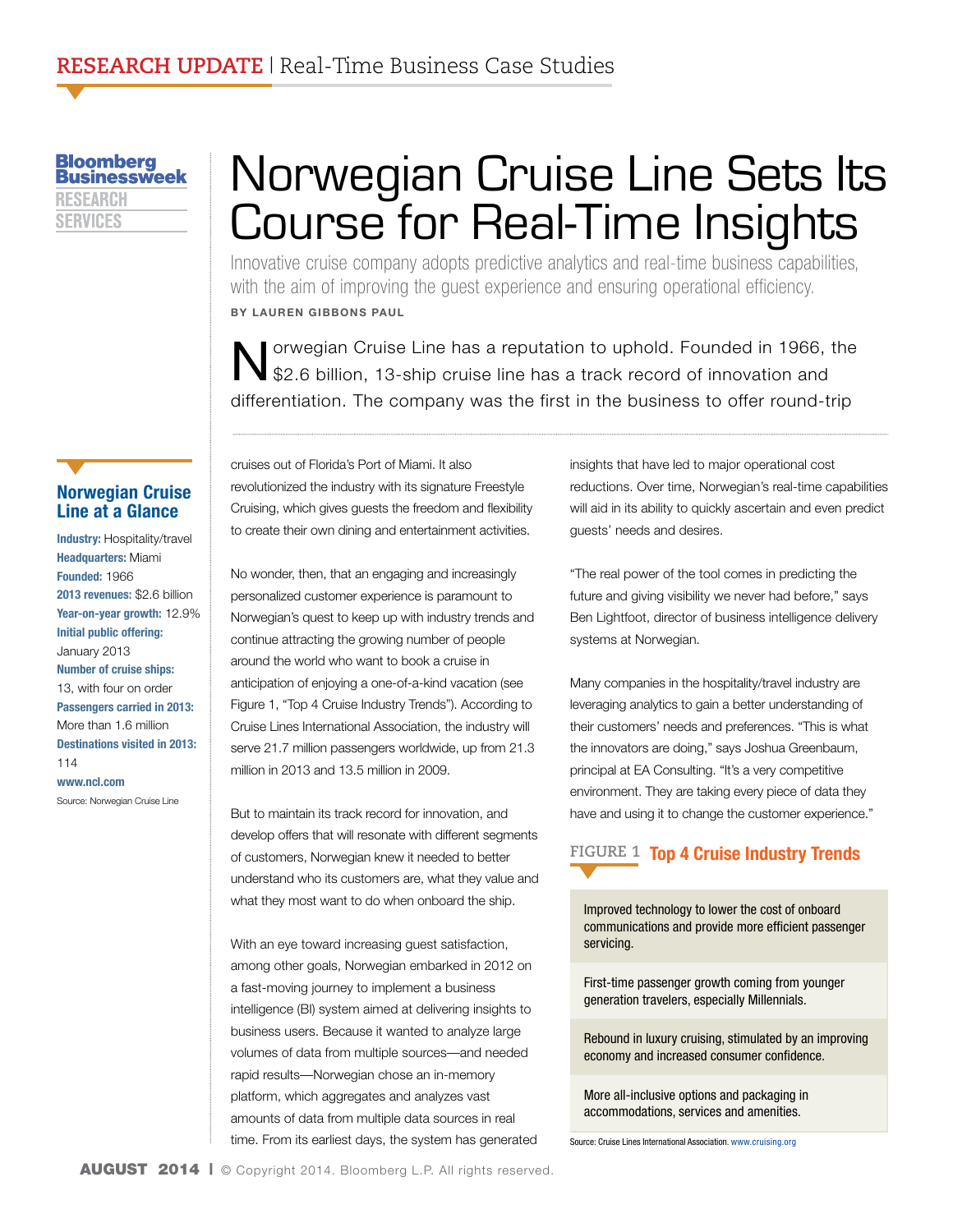RESEARCH UPDATE | Real-Time Business Case Studies

Bloomberg Businessweek RESEARCH SERVICES

# Norwegian Cruise Line Sets Its Course for Real-Time Insights

Innovative cruise company adopts predictive analytics and real-time business capabilities, with the aim of improving the guest experience and ensuring operational efficiency.

**BY LAUREN GIBBONS PAUL**

Norwegian Cruise Line has a reputation to uphold. Founded in 1966, the $2.6 billion, 13-ship cruise line has a track record of innovation and differentiation. The company was the first in the business to offer round-trip cruises out of Florida's Port of Miami. It also revolutionized the industry with its signature Freestyle Cruising, which gives guests the freedom and flexibility to create their own dining and entertainment activities.

No wonder, then, that an engaging and increasingly personalized customer experience is paramount to Norwegian's quest to keep up with industry trends and continue attracting the growing number of people around the world who want to book a cruise in anticipation of enjoying a one-of-a-kind vacation (see Figure 1, "Top 4 Cruise Industry Trends"). According to Cruise Lines International Association, the industry will serve 21.7 million passengers worldwide, up from 21.3 million in 2013 and 13.5 million in 2009.

But to maintain its track record for innovation, and develop offers that will resonate with different segments of customers, Norwegian knew it needed to better understand who its customers are, what they value and what they most want to do when onboard the ship.

With an eye toward increasing guest satisfaction, among other goals, Norwegian embarked in 2012 on a fast-moving journey to implement a business intelligence (BI) system aimed at delivering insights to business users. Because it wanted to analyze large volumes of data from multiple sources—and needed rapid results—Norwegian chose an in-memory platform, which aggregates and analyzes vast amounts of data from multiple data sources in real time. From its earliest days, the system has generated insights that have led to major operational cost reductions. Over time, Norwegian's real-time capabilities will aid in its ability to quickly ascertain and even predict guests' needs and desires.

"The real power of the tool comes in predicting the future and giving visibility we never had before," says Ben Lightfoot, director of business intelligence delivery systems at Norwegian.

Many companies in the hospitality/travel industry are leveraging analytics to gain a better understanding of their customers' needs and preferences. "This is what the innovators are doing," says Joshua Greenbaum, principal at EA Consulting. "It's a very competitive environment. They are taking every piece of data they have and using it to change the customer experience."

### Norwegian Cruise Line at a Glance

**Industry:** Hospitality/travel
**Headquarters:** Miami
**Founded:** 1966
**2013 revenues:** $2.6 billion
**Year-on-year growth:** 12.9%
**Initial public offering:** January 2013
**Number of cruise ships:** 13, with four on order
**Passengers carried in 2013:** More than 1.6 million
**Destinations visited in 2013:** 114
**www.ncl.com**

Source: Norwegian Cruise Line

### FIGURE 1 Top 4 Cruise Industry Trends

- Improved technology to lower the cost of onboard communications and provide more efficient passenger servicing.
- First-time passenger growth coming from younger generation travelers, especially Millennials.
- Rebound in luxury cruising, stimulated by an improving economy and increased consumer confidence.
- More all-inclusive options and packaging in accommodations, services and amenities.

Source: Cruise Lines International Association. www.cruising.org

AUGUST 2014 | © Copyright 2014. Bloomberg L.P. All rights reserved.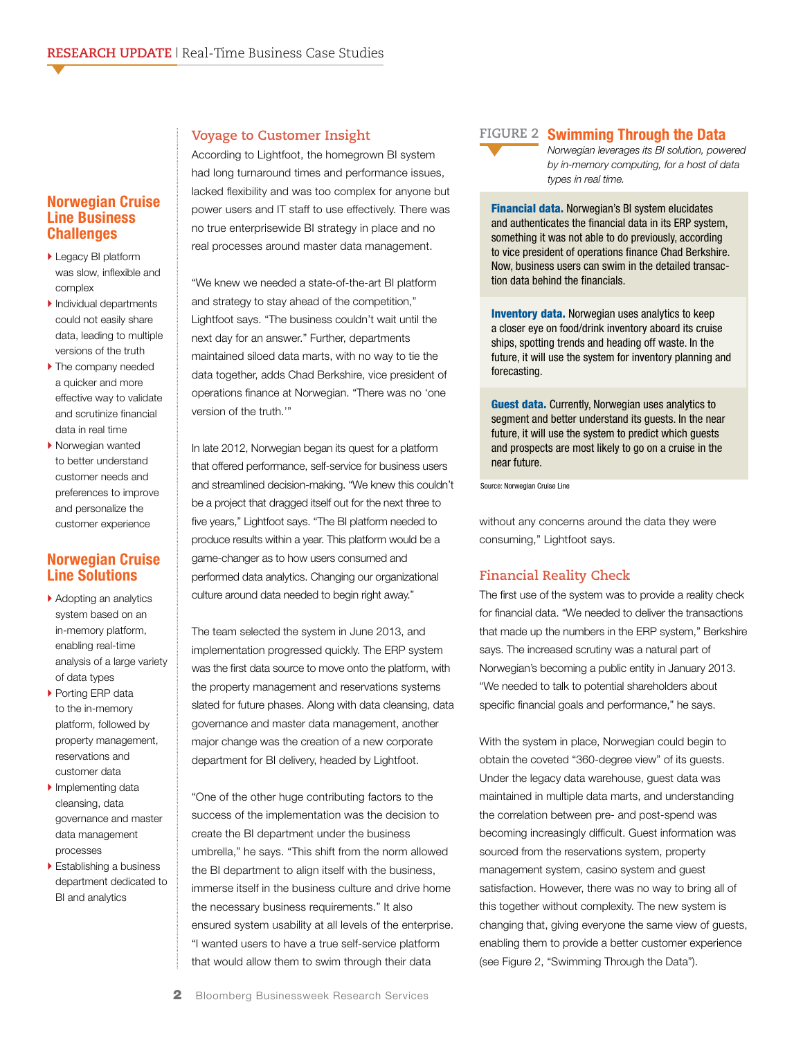## Norwegian Cruise Line Business Challenges

- Legacy BI platform was slow, inflexible and complex
- Individual departments could not easily share data, leading to multiple versions of the truth
- The company needed a quicker and more effective way to validate and scrutinize financial data in real time
- Norwegian wanted to better understand customer needs and preferences to improve and personalize the customer experience

## Norwegian Cruise Line Solutions

- Adopting an analytics system based on an in-memory platform, enabling real-time analysis of a large variety of data types
- Porting ERP data to the in-memory platform, followed by property management, reservations and customer data
- Implementing data cleansing, data governance and master data management processes
- Establishing a business department dedicated to BI and analytics

## Voyage to Customer Insight

According to Lightfoot, the homegrown BI system had long turnaround times and performance issues, lacked flexibility and was too complex for anyone but power users and IT staff to use effectively. There was no true enterprisewide BI strategy in place and no real processes around master data management.

"We knew we needed a state-of-the-art BI platform and strategy to stay ahead of the competition," Lightfoot says. "The business couldn't wait until the next day for an answer." Further, departments maintained siloed data marts, with no way to tie the data together, adds Chad Berkshire, vice president of operations finance at Norwegian. "There was no 'one version of the truth.'"

In late 2012, Norwegian began its quest for a platform that offered performance, self-service for business users and streamlined decision-making. "We knew this couldn't be a project that dragged itself out for the next three to five years," Lightfoot says. "The BI platform needed to produce results within a year. This platform would be a game-changer as to how users consumed and performed data analytics. Changing our organizational culture around data needed to begin right away."

The team selected the system in June 2013, and implementation progressed quickly. The ERP system was the first data source to move onto the platform, with the property management and reservations systems slated for future phases. Along with data cleansing, data governance and master data management, another major change was the creation of a new corporate department for BI delivery, headed by Lightfoot.

"One of the other huge contributing factors to the success of the implementation was the decision to create the BI department under the business umbrella," he says. "This shift from the norm allowed the BI department to align itself with the business, immerse itself in the business culture and drive home the necessary business requirements." It also ensured system usability at all levels of the enterprise. "I wanted users to have a true self-service platform that would allow them to swim through their data without any concerns around the data they were consuming," Lightfoot says.

### FIGURE 2 Swimming Through the Data

*Norwegian leverages its BI solution, powered by in-memory computing, for a host of data types in real time.*

**Financial data.** Norwegian's BI system elucidates and authenticates the financial data in its ERP system, something it was not able to do previously, according to vice president of operations finance Chad Berkshire. Now, business users can swim in the detailed transaction data behind the financials.

**Inventory data.** Norwegian uses analytics to keep a closer eye on food/drink inventory aboard its cruise ships, spotting trends and heading off waste. In the future, it will use the system for inventory planning and forecasting.

**Guest data.** Currently, Norwegian uses analytics to segment and better understand its guests. In the near future, it will use the system to predict which guests and prospects are most likely to go on a cruise in the near future.

Source: Norwegian Cruise Line

## Financial Reality Check

The first use of the system was to provide a reality check for financial data. "We needed to deliver the transactions that made up the numbers in the ERP system," Berkshire says. The increased scrutiny was a natural part of Norwegian's becoming a public entity in January 2013. "We needed to talk to potential shareholders about specific financial goals and performance," he says.

With the system in place, Norwegian could begin to obtain the coveted "360-degree view" of its guests. Under the legacy data warehouse, guest data was maintained in multiple data marts, and understanding the correlation between pre- and post-spend was becoming increasingly difficult. Guest information was sourced from the reservations system, property management system, casino system and guest satisfaction. However, there was no way to bring all of this together without complexity. The new system is changing that, giving everyone the same view of guests, enabling them to provide a better customer experience (see Figure 2, "Swimming Through the Data").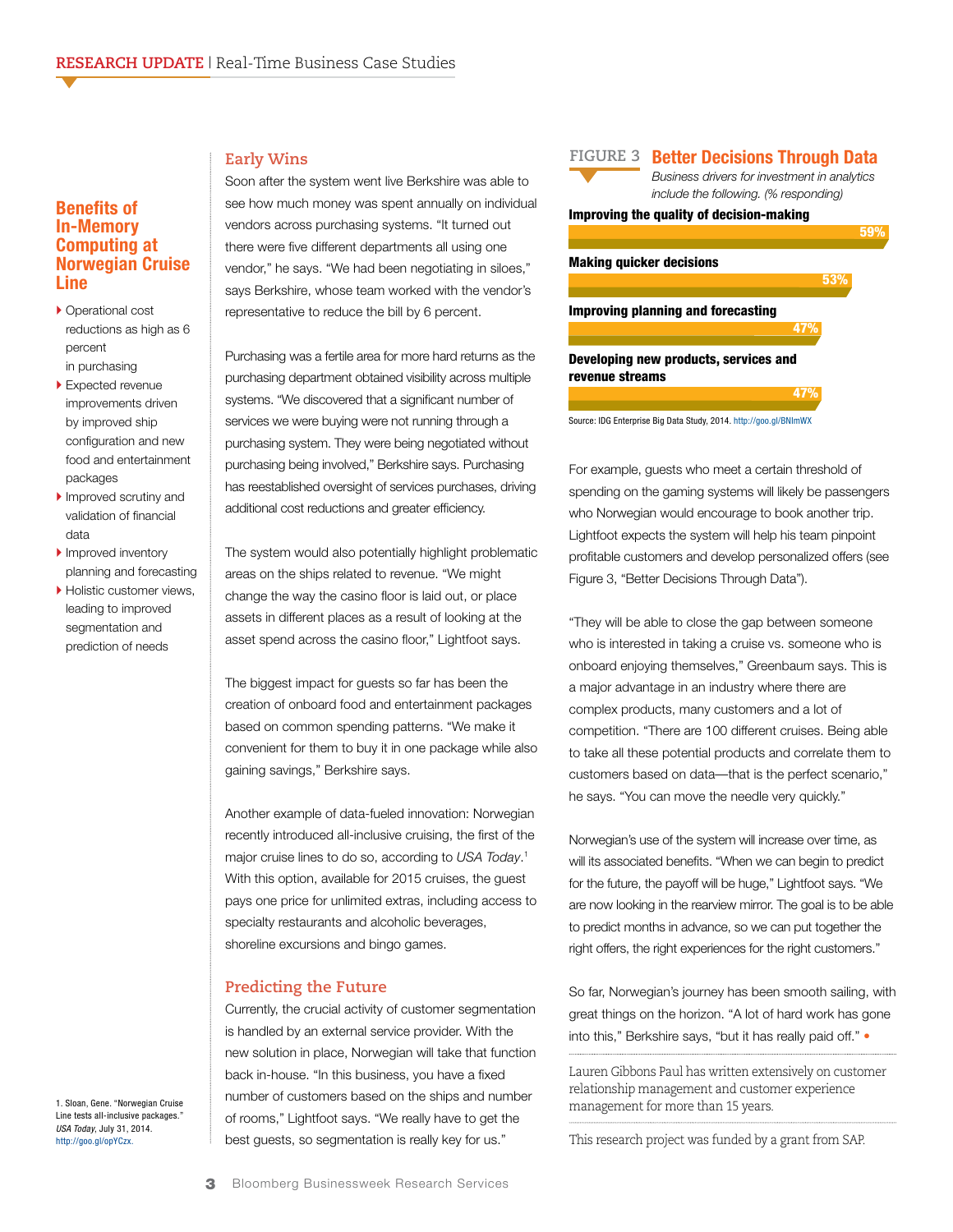## Benefits of In-Memory Computing at Norwegian Cruise Line

- Operational cost reductions as high as 6 percent in purchasing
- Expected revenue improvements driven by improved ship configuration and new food and entertainment packages
- Improved scrutiny and validation of financial data
- Improved inventory planning and forecasting
- Holistic customer views, leading to improved segmentation and prediction of needs

### Early Wins

Soon after the system went live Berkshire was able to see how much money was spent annually on individual vendors across purchasing systems. "It turned out there were five different departments all using one vendor," he says. "We had been negotiating in siloes," says Berkshire, whose team worked with the vendor's representative to reduce the bill by 6 percent.

Purchasing was a fertile area for more hard returns as the purchasing department obtained visibility across multiple systems. "We discovered that a significant number of services we were buying were not running through a purchasing system. They were being negotiated without purchasing being involved," Berkshire says. Purchasing has reestablished oversight of services purchases, driving additional cost reductions and greater efficiency.

The system would also potentially highlight problematic areas on the ships related to revenue. "We might change the way the casino floor is laid out, or place assets in different places as a result of looking at the asset spend across the casino floor," Lightfoot says.

The biggest impact for guests so far has been the creation of onboard food and entertainment packages based on common spending patterns. "We make it convenient for them to buy it in one package while also gaining savings," Berkshire says.

Another example of data-fueled innovation: Norwegian recently introduced all-inclusive cruising, the first of the major cruise lines to do so, according to *USA Today*.[1] With this option, available for 2015 cruises, the guest pays one price for unlimited extras, including access to specialty restaurants and alcoholic beverages, shoreline excursions and bingo games.

### Predicting the Future

Currently, the crucial activity of customer segmentation is handled by an external service provider. With the new solution in place, Norwegian will take that function back in-house. "In this business, you have a fixed number of customers based on the ships and number of rooms," Lightfoot says. "We really have to get the best guests, so segmentation is really key for us."

**FIGURE 3 Better Decisions Through Data**

*Business drivers for investment in analytics include the following. (% responding)*

| Business driver | % responding |
|---|---|
| Improving the quality of decision-making | 59% |
| Making quicker decisions | 53% |
| Improving planning and forecasting | 47% |
| Developing new products, services and revenue streams | 47% |

Source: IDG Enterprise Big Data Study, 2014. http://goo.gl/BNlmWX

For example, guests who meet a certain threshold of spending on the gaming systems will likely be passengers who Norwegian would encourage to book another trip. Lightfoot expects the system will help his team pinpoint profitable customers and develop personalized offers (see Figure 3, "Better Decisions Through Data").

"They will be able to close the gap between someone who is interested in taking a cruise vs. someone who is onboard enjoying themselves," Greenbaum says. This is a major advantage in an industry where there are complex products, many customers and a lot of competition. "There are 100 different cruises. Being able to take all these potential products and correlate them to customers based on data—that is the perfect scenario," he says. "You can move the needle very quickly."

Norwegian's use of the system will increase over time, as will its associated benefits. "When we can begin to predict for the future, the payoff will be huge," Lightfoot says. "We are now looking in the rearview mirror. The goal is to be able to predict months in advance, so we can put together the right offers, the right experiences for the right customers."

So far, Norwegian's journey has been smooth sailing, with great things on the horizon. "A lot of hard work has gone into this," Berkshire says, "but it has really paid off." •

Lauren Gibbons Paul has written extensively on customer relationship management and customer experience management for more than 15 years.

This research project was funded by a grant from SAP.

1. Sloan, Gene. "Norwegian Cruise Line tests all-inclusive packages." *USA Today*, July 31, 2014. http://goo.gl/opYCzx.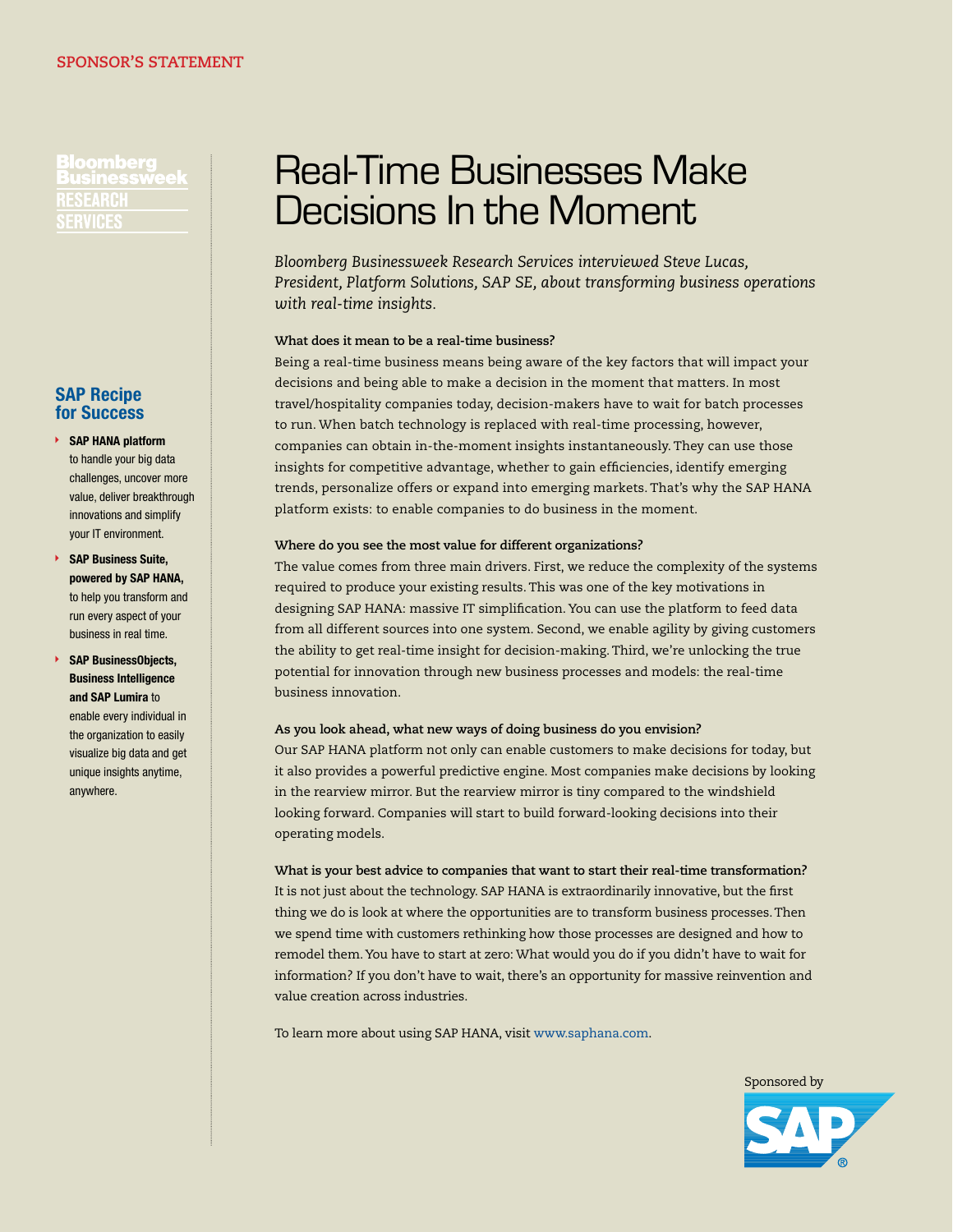SPONSOR'S STATEMENT

Bloomberg Businessweek RESEARCH SERVICES

# Real-Time Businesses Make Decisions In the Moment

*Bloomberg Businessweek Research Services interviewed Steve Lucas, President, Platform Solutions, SAP SE, about transforming business operations with real-time insights.*

**What does it mean to be a real-time business?**

Being a real-time business means being aware of the key factors that will impact your decisions and being able to make a decision in the moment that matters. In most travel/hospitality companies today, decision-makers have to wait for batch processes to run. When batch technology is replaced with real-time processing, however, companies can obtain in-the-moment insights instantaneously. They can use those insights for competitive advantage, whether to gain efficiencies, identify emerging trends, personalize offers or expand into emerging markets. That's why the SAP HANA platform exists: to enable companies to do business in the moment.

**Where do you see the most value for different organizations?**

The value comes from three main drivers. First, we reduce the complexity of the systems required to produce your existing results. This was one of the key motivations in designing SAP HANA: massive IT simplification. You can use the platform to feed data from all different sources into one system. Second, we enable agility by giving customers the ability to get real-time insight for decision-making. Third, we're unlocking the true potential for innovation through new business processes and models: the real-time business innovation.

**As you look ahead, what new ways of doing business do you envision?**

Our SAP HANA platform not only can enable customers to make decisions for today, but it also provides a powerful predictive engine. Most companies make decisions by looking in the rearview mirror. But the rearview mirror is tiny compared to the windshield looking forward. Companies will start to build forward-looking decisions into their operating models.

**What is your best advice to companies that want to start their real-time transformation?**

It is not just about the technology. SAP HANA is extraordinarily innovative, but the first thing we do is look at where the opportunities are to transform business processes. Then we spend time with customers rethinking how those processes are designed and how to remodel them. You have to start at zero: What would you do if you didn't have to wait for information? If you don't have to wait, there's an opportunity for massive reinvention and value creation across industries.

To learn more about using SAP HANA, visit www.saphana.com.

## SAP Recipe for Success

- **SAP HANA platform** to handle your big data challenges, uncover more value, deliver breakthrough innovations and simplify your IT environment.
- **SAP Business Suite, powered by SAP HANA,** to help you transform and run every aspect of your business in real time.
- **SAP BusinessObjects, Business Intelligence and SAP Lumira** to enable every individual in the organization to easily visualize big data and get unique insights anytime, anywhere.

Sponsored by SAP®